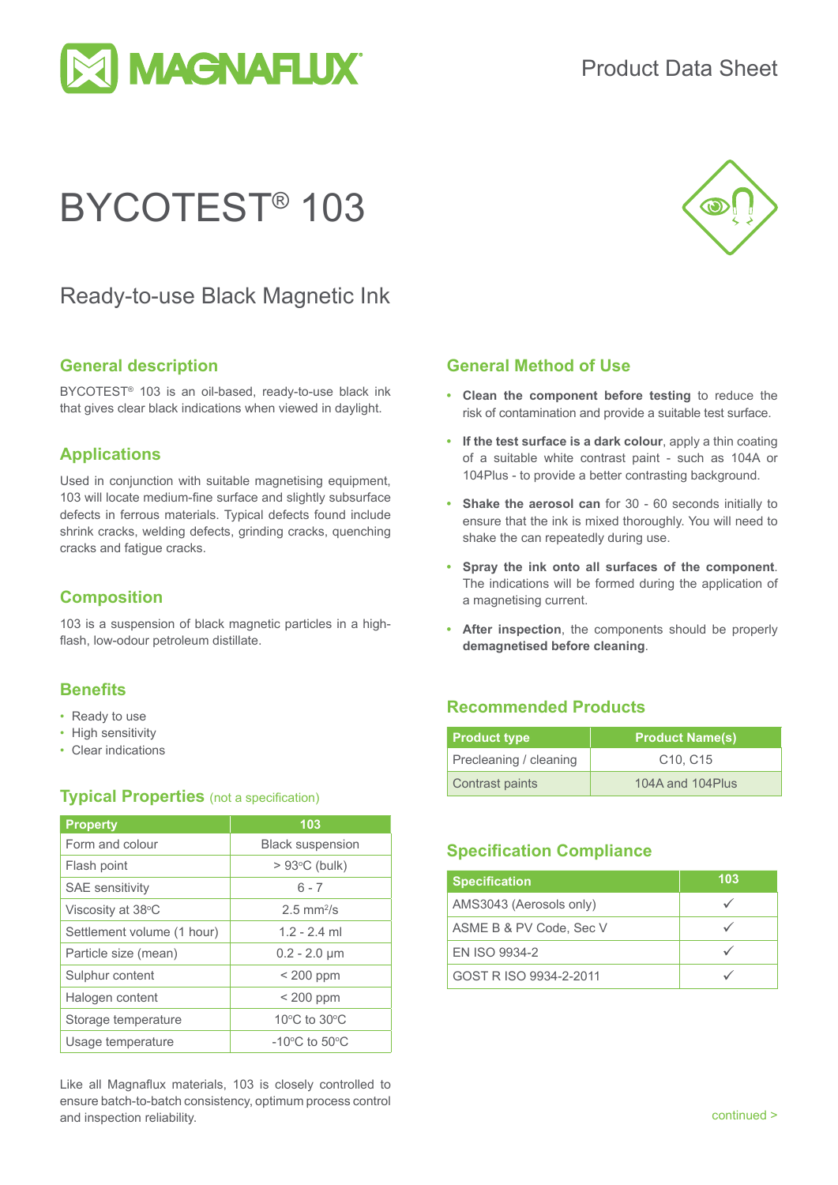Product Data Sheet

# BYCOTEST® 103

## Ready-to-use Black Magnetic Ink

### General description

BYCOTEST® 103 is an oil-based, ready-to-use black ink that gives clear black indications when viewed in daylight.

### Applications

Used in conjunction with suitable magnetising equipment, 103 will locate medium-fine surface and slightly subsurface defects in ferrous materials. Typical defects found include shrink cracks, welding defects, grinding cracks, quenching cracks and fatigue cracks.

### Composition

103 is a suspension of black magnetic particles in a high-flash, low-odour petroleum distillate.

### Benefits

- Ready to use
- High sensitivity
- Clear indications

### Typical Properties (not a specification)

| Property | 103 |
|---|---|
| Form and colour | Black suspension |
| Flash point | > 93°C (bulk) |
| SAE sensitivity | 6 - 7 |
| Viscosity at 38°C | 2.5 mm²/s |
| Settlement volume (1 hour) | 1.2 - 2.4 ml |
| Particle size (mean) | 0.2 - 2.0 µm |
| Sulphur content | < 200 ppm |
| Halogen content | < 200 ppm |
| Storage temperature | 10°C to 30°C |
| Usage temperature | -10°C to 50°C |

Like all Magnaflux materials, 103 is closely controlled to ensure batch-to-batch consistency, optimum process control and inspection reliability.

### General Method of Use

- **Clean the component before testing** to reduce the risk of contamination and provide a suitable test surface.
- **If the test surface is a dark colour**, apply a thin coating of a suitable white contrast paint - such as 104A or 104Plus - to provide a better contrasting background.
- **Shake the aerosol can** for 30 - 60 seconds initially to ensure that the ink is mixed thoroughly. You will need to shake the can repeatedly during use.
- **Spray the ink onto all surfaces of the component**. The indications will be formed during the application of a magnetising current.
- **After inspection**, the components should be properly **demagnetised before cleaning**.

### Recommended Products

| Product type | Product Name(s) |
|---|---|
| Precleaning / cleaning | C10, C15 |
| Contrast paints | 104A and 104Plus |

### Specification Compliance

| Specification | 103 |
|---|---|
| AMS3043 (Aerosols only) | ✓ |
| ASME B & PV Code, Sec V | ✓ |
| EN ISO 9934-2 | ✓ |
| GOST R ISO 9934-2-2011 | ✓ |

continued >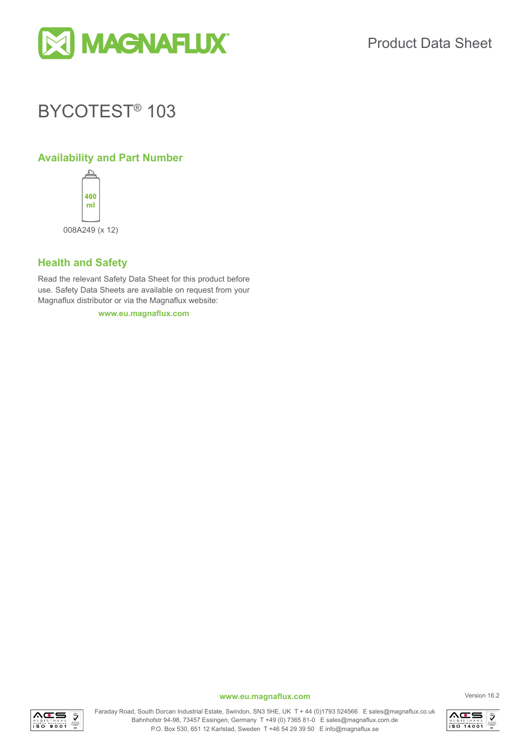# BYCOTEST® 103

## Availability and Part Number

400 ml

008A249 (x 12)

## Health and Safety

Read the relevant Safety Data Sheet for this product before use. Safety Data Sheets are available on request from your Magnaflux distributor or via the Magnaflux website:

**www.eu.magnaflux.com**

**www.eu.magnaflux.com**

Version 16.2

Faraday Road, South Dorcan Industrial Estate, Swindon, SN3 5HE, UK T + 44 (0)1793 524566 E sales@magnaflux.co.uk
Bahnhofstr 94-98, 73457 Essingen, Germany T +49 (0) 7365 81-0 E sales@magnaflux.com.de
P.O. Box 530, 651 12 Karlstad, Sweden T +46 54 29 39 50 E info@magnaflux.se